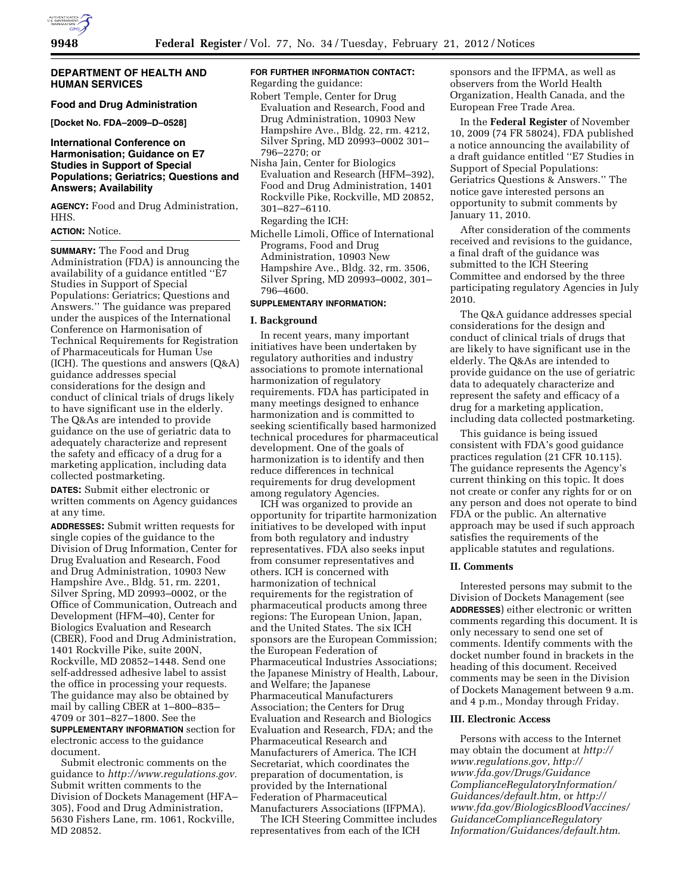## DEPARTMENT OF HEALTH AND HUMAN SERVICES

### Food and Drug Administration

**[Docket No. FDA–2009–D–0528]**

### International Conference on Harmonisation; Guidance on E7 Studies in Support of Special Populations; Geriatrics; Questions and Answers; Availability

**AGENCY:** Food and Drug Administration, HHS.

**ACTION:** Notice.

**SUMMARY:** The Food and Drug Administration (FDA) is announcing the availability of a guidance entitled ''E7 Studies in Support of Special Populations: Geriatrics; Questions and Answers.'' The guidance was prepared under the auspices of the International Conference on Harmonisation of Technical Requirements for Registration of Pharmaceuticals for Human Use (ICH). The questions and answers (Q&A) guidance addresses special considerations for the design and conduct of clinical trials of drugs likely to have significant use in the elderly. The Q&As are intended to provide guidance on the use of geriatric data to adequately characterize and represent the safety and efficacy of a drug for a marketing application, including data collected postmarketing.

**DATES:** Submit either electronic or written comments on Agency guidances at any time.

**ADDRESSES:** Submit written requests for single copies of the guidance to the Division of Drug Information, Center for Drug Evaluation and Research, Food and Drug Administration, 10903 New Hampshire Ave., Bldg. 51, rm. 2201, Silver Spring, MD 20993–0002, or the Office of Communication, Outreach and Development (HFM–40), Center for Biologics Evaluation and Research (CBER), Food and Drug Administration, 1401 Rockville Pike, suite 200N, Rockville, MD 20852–1448. Send one self-addressed adhesive label to assist the office in processing your requests. The guidance may also be obtained by mail by calling CBER at 1–800–835–4709 or 301–827–1800. See the **SUPPLEMENTARY INFORMATION** section for electronic access to the guidance document.

Submit electronic comments on the guidance to *http://www.regulations.gov.* Submit written comments to the Division of Dockets Management (HFA–305), Food and Drug Administration, 5630 Fishers Lane, rm. 1061, Rockville, MD 20852.

**FOR FURTHER INFORMATION CONTACT:**

Regarding the guidance:

Robert Temple, Center for Drug Evaluation and Research, Food and Drug Administration, 10903 New Hampshire Ave., Bldg. 22, rm. 4212, Silver Spring, MD 20993–0002 301–796–2270; or

Nisha Jain, Center for Biologics Evaluation and Research (HFM–392), Food and Drug Administration, 1401 Rockville Pike, Rockville, MD 20852, 301–827–6110.

Regarding the ICH:

Michelle Limoli, Office of International Programs, Food and Drug Administration, 10903 New Hampshire Ave., Bldg. 32, rm. 3506, Silver Spring, MD 20993–0002, 301–796–4600.

**SUPPLEMENTARY INFORMATION:**

### I. Background

In recent years, many important initiatives have been undertaken by regulatory authorities and industry associations to promote international harmonization of regulatory requirements. FDA has participated in many meetings designed to enhance harmonization and is committed to seeking scientifically based harmonized technical procedures for pharmaceutical development. One of the goals of harmonization is to identify and then reduce differences in technical requirements for drug development among regulatory Agencies.

ICH was organized to provide an opportunity for tripartite harmonization initiatives to be developed with input from both regulatory and industry representatives. FDA also seeks input from consumer representatives and others. ICH is concerned with harmonization of technical requirements for the registration of pharmaceutical products among three regions: The European Union, Japan, and the United States. The six ICH sponsors are the European Commission; the European Federation of Pharmaceutical Industries Associations; the Japanese Ministry of Health, Labour, and Welfare; the Japanese Pharmaceutical Manufacturers Association; the Centers for Drug Evaluation and Research and Biologics Evaluation and Research, FDA; and the Pharmaceutical Research and Manufacturers of America. The ICH Secretariat, which coordinates the preparation of documentation, is provided by the International Federation of Pharmaceutical Manufacturers Associations (IFPMA).

The ICH Steering Committee includes representatives from each of the ICH sponsors and the IFPMA, as well as observers from the World Health Organization, Health Canada, and the European Free Trade Area.

In the **Federal Register** of November 10, 2009 (74 FR 58024), FDA published a notice announcing the availability of a draft guidance entitled ''E7 Studies in Support of Special Populations: Geriatrics Questions & Answers.'' The notice gave interested persons an opportunity to submit comments by January 11, 2010.

After consideration of the comments received and revisions to the guidance, a final draft of the guidance was submitted to the ICH Steering Committee and endorsed by the three participating regulatory Agencies in July 2010.

The Q&A guidance addresses special considerations for the design and conduct of clinical trials of drugs that are likely to have significant use in the elderly. The Q&As are intended to provide guidance on the use of geriatric data to adequately characterize and represent the safety and efficacy of a drug for a marketing application, including data collected postmarketing.

This guidance is being issued consistent with FDA's good guidance practices regulation (21 CFR 10.115). The guidance represents the Agency's current thinking on this topic. It does not create or confer any rights for or on any person and does not operate to bind FDA or the public. An alternative approach may be used if such approach satisfies the requirements of the applicable statutes and regulations.

### II. Comments

Interested persons may submit to the Division of Dockets Management (see **ADDRESSES**) either electronic or written comments regarding this document. It is only necessary to send one set of comments. Identify comments with the docket number found in brackets in the heading of this document. Received comments may be seen in the Division of Dockets Management between 9 a.m. and 4 p.m., Monday through Friday.

### III. Electronic Access

Persons with access to the Internet may obtain the document at *http://www.regulations.gov*, *http://www.fda.gov/Drugs/GuidanceComplianceRegulatoryInformation/Guidances/default.htm,* or *http://www.fda.gov/BiologicsBloodVaccines/GuidanceComplianceRegulatoryInformation/Guidances/default.htm*.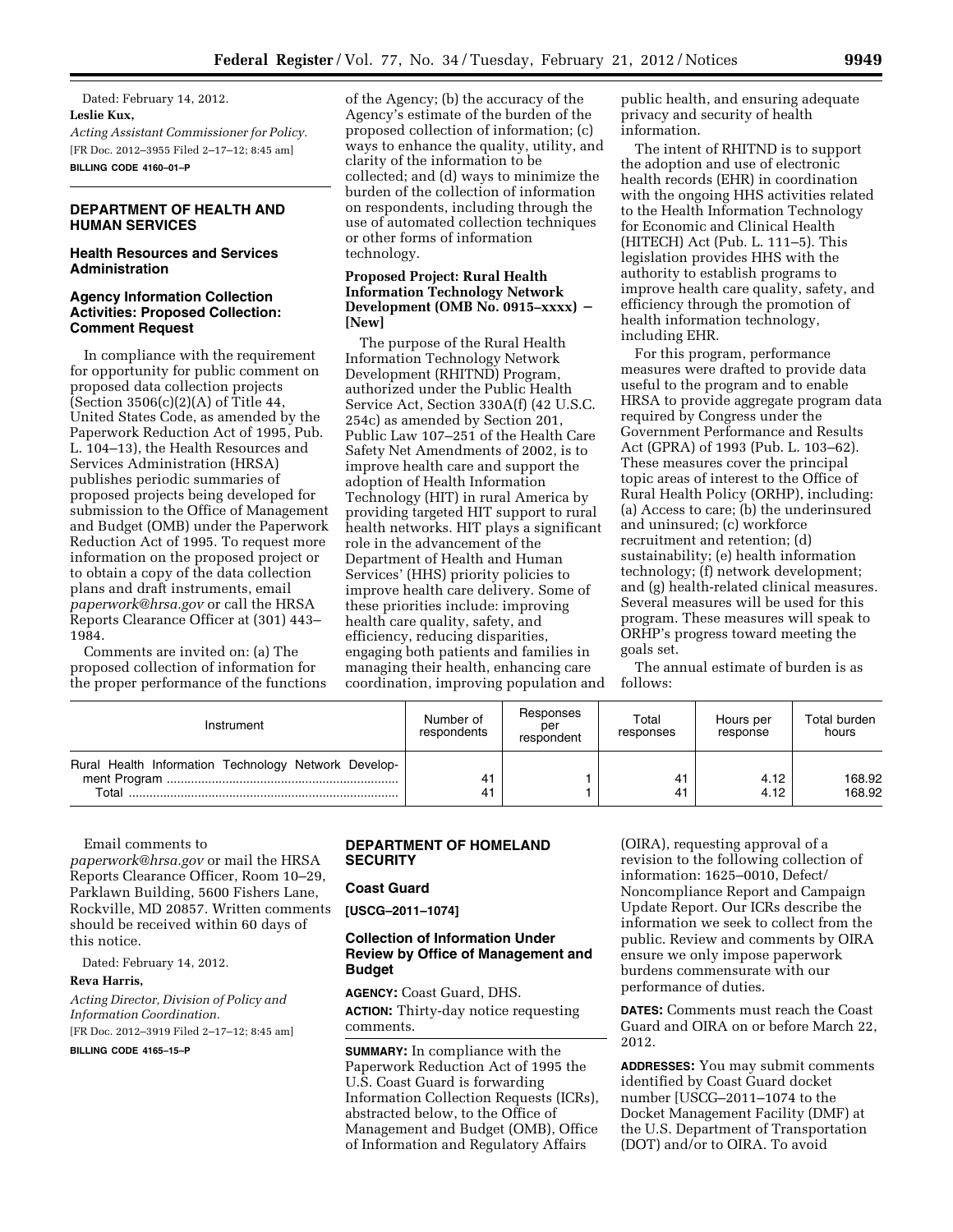Dated: February 14, 2012.

**Leslie Kux,**

*Acting Assistant Commissioner for Policy.*

[FR Doc. 2012–3955 Filed 2–17–12; 8:45 am]

**BILLING CODE 4160–01–P**

## DEPARTMENT OF HEALTH AND HUMAN SERVICES

### Health Resources and Services Administration

### Agency Information Collection Activities: Proposed Collection: Comment Request

In compliance with the requirement for opportunity for public comment on proposed data collection projects (Section 3506(c)(2)(A) of Title 44, United States Code, as amended by the Paperwork Reduction Act of 1995, Pub. L. 104–13), the Health Resources and Services Administration (HRSA) publishes periodic summaries of proposed projects being developed for submission to the Office of Management and Budget (OMB) under the Paperwork Reduction Act of 1995. To request more information on the proposed project or to obtain a copy of the data collection plans and draft instruments, email *paperwork@hrsa.gov* or call the HRSA Reports Clearance Officer at (301) 443–1984.

Comments are invited on: (a) The proposed collection of information for the proper performance of the functions of the Agency; (b) the accuracy of the Agency's estimate of the burden of the proposed collection of information; (c) ways to enhance the quality, utility, and clarity of the information to be collected; and (d) ways to minimize the burden of the collection of information on respondents, including through the use of automated collection techniques or other forms of information technology.

**Proposed Project: Rural Health Information Technology Network Development (OMB No. 0915–xxxx) – [New]**

The purpose of the Rural Health Information Technology Network Development (RHITND) Program, authorized under the Public Health Service Act, Section 330A(f) (42 U.S.C. 254c) as amended by Section 201, Public Law 107–251 of the Health Care Safety Net Amendments of 2002, is to improve health care and support the adoption of Health Information Technology (HIT) in rural America by providing targeted HIT support to rural health networks. HIT plays a significant role in the advancement of the Department of Health and Human Services' (HHS) priority policies to improve health care delivery. Some of these priorities include: improving health care quality, safety, and efficiency, reducing disparities, engaging both patients and families in managing their health, enhancing care coordination, improving population and public health, and ensuring adequate privacy and security of health information.

The intent of RHITND is to support the adoption and use of electronic health records (EHR) in coordination with the ongoing HHS activities related to the Health Information Technology for Economic and Clinical Health (HITECH) Act (Pub. L. 111–5). This legislation provides HHS with the authority to establish programs to improve health care quality, safety, and efficiency through the promotion of health information technology, including EHR.

For this program, performance measures were drafted to provide data useful to the program and to enable HRSA to provide aggregate program data required by Congress under the Government Performance and Results Act (GPRA) of 1993 (Pub. L. 103–62). These measures cover the principal topic areas of interest to the Office of Rural Health Policy (ORHP), including: (a) Access to care; (b) the underinsured and uninsured; (c) workforce recruitment and retention; (d) sustainability; (e) health information technology; (f) network development; and (g) health-related clinical measures. Several measures will be used for this program. These measures will speak to ORHP's progress toward meeting the goals set.

The annual estimate of burden is as follows:

| Instrument | Number of respondents | Responses per respondent | Total responses | Hours per response | Total burden hours |
|---|---|---|---|---|---|
| Rural Health Information Technology Network Development Program | 41 | 1 | 41 | 4.12 | 168.92 |
| Total | 41 | 1 | 41 | 4.12 | 168.92 |

Email comments to *paperwork@hrsa.gov* or mail the HRSA Reports Clearance Officer, Room 10–29, Parklawn Building, 5600 Fishers Lane, Rockville, MD 20857. Written comments should be received within 60 days of this notice.

Dated: February 14, 2012.

**Reva Harris,**

*Acting Director, Division of Policy and Information Coordination.*

[FR Doc. 2012–3919 Filed 2–17–12; 8:45 am]

**BILLING CODE 4165–15–P**

## DEPARTMENT OF HOMELAND SECURITY

### Coast Guard

**[USCG–2011–1074]**

### Collection of Information Under Review by Office of Management and Budget

**AGENCY:** Coast Guard, DHS.

**ACTION:** Thirty-day notice requesting comments.

**SUMMARY:** In compliance with the Paperwork Reduction Act of 1995 the U.S. Coast Guard is forwarding Information Collection Requests (ICRs), abstracted below, to the Office of Management and Budget (OMB), Office of Information and Regulatory Affairs (OIRA), requesting approval of a revision to the following collection of information: 1625–0010, Defect/Noncompliance Report and Campaign Update Report. Our ICRs describe the information we seek to collect from the public. Review and comments by OIRA ensure we only impose paperwork burdens commensurate with our performance of duties.

**DATES:** Comments must reach the Coast Guard and OIRA on or before March 22, 2012.

**ADDRESSES:** You may submit comments identified by Coast Guard docket number [USCG–2011–1074 to the Docket Management Facility (DMF) at the U.S. Department of Transportation (DOT) and/or to OIRA. To avoid